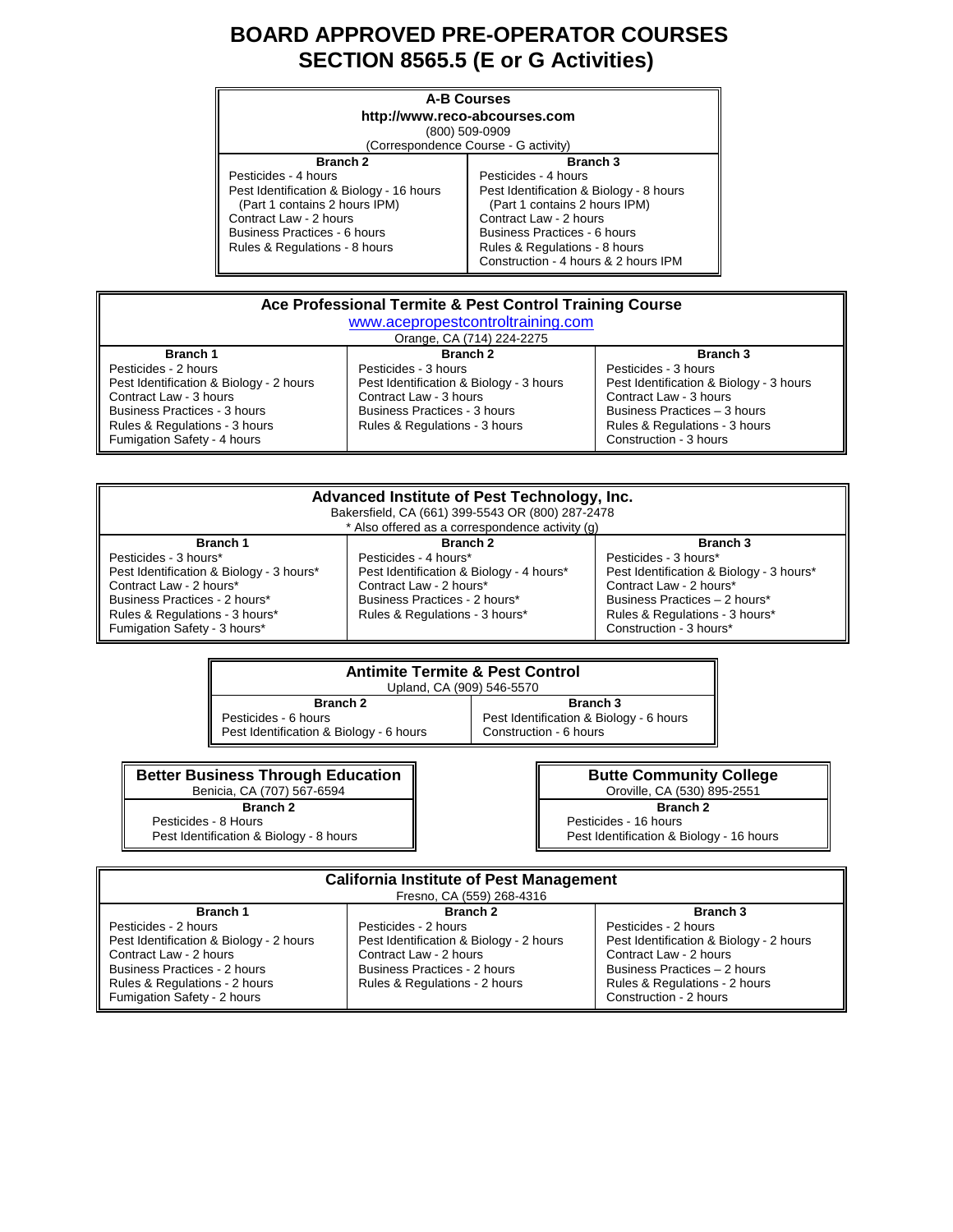# BOARD APPROVED PRE-OPERATOR COURSES
# SECTION 8565.5 (E or G Activities)

## A-B Courses

**http://www.reco-abcourses.com**
(800) 509-0909
(Correspondence Course - G activity)

| Branch 2 | Branch 3 |
|---|---|
| Pesticides - 4 hours | Pesticides - 4 hours |
| Pest Identification & Biology - 16 hours (Part 1 contains 2 hours IPM) | Pest Identification & Biology - 8 hours (Part 1 contains 2 hours IPM) |
| Contract Law - 2 hours | Contract Law - 2 hours |
| Business Practices - 6 hours | Business Practices - 6 hours |
| Rules & Regulations - 8 hours | Rules & Regulations - 8 hours |
| | Construction - 4 hours & 2 hours IPM |

## Ace Professional Termite & Pest Control Training Course

www.acepropestcontroltraining.com
Orange, CA (714) 224-2275

| Branch 1 | Branch 2 | Branch 3 |
|---|---|---|
| Pesticides - 2 hours | Pesticides - 3 hours | Pesticides - 3 hours |
| Pest Identification & Biology - 2 hours | Pest Identification & Biology - 3 hours | Pest Identification & Biology - 3 hours |
| Contract Law - 3 hours | Contract Law - 3 hours | Contract Law - 3 hours |
| Business Practices - 3 hours | Business Practices - 3 hours | Business Practices – 3 hours |
| Rules & Regulations - 3 hours | Rules & Regulations - 3 hours | Rules & Regulations - 3 hours |
| Fumigation Safety - 4 hours | | Construction - 3 hours |

## Advanced Institute of Pest Technology, Inc.

Bakersfield, CA (661) 399-5543 OR (800) 287-2478
* Also offered as a correspondence activity (g)

| Branch 1 | Branch 2 | Branch 3 |
|---|---|---|
| Pesticides - 3 hours* | Pesticides - 4 hours* | Pesticides - 3 hours* |
| Pest Identification & Biology - 3 hours* | Pest Identification & Biology - 4 hours* | Pest Identification & Biology - 3 hours* |
| Contract Law - 2 hours* | Contract Law - 2 hours* | Contract Law - 2 hours* |
| Business Practices - 2 hours* | Business Practices - 2 hours* | Business Practices – 2 hours* |
| Rules & Regulations - 3 hours* | Rules & Regulations - 3 hours* | Rules & Regulations - 3 hours* |
| Fumigation Safety - 3 hours* | | Construction - 3 hours* |

## Antimite Termite & Pest Control

Upland, CA (909) 546-5570

| Branch 2 | Branch 3 |
|---|---|
| Pesticides - 6 hours | Pest Identification & Biology - 6 hours |
| Pest Identification & Biology - 6 hours | Construction - 6 hours |

## Better Business Through Education

Benicia, CA (707) 567-6594

| Branch 2 |
|---|
| Pesticides - 8 Hours |
| Pest Identification & Biology - 8 hours |

## Butte Community College

Oroville, CA (530) 895-2551

| Branch 2 |
|---|
| Pesticides - 16 hours |
| Pest Identification & Biology - 16 hours |

## California Institute of Pest Management

Fresno, CA (559) 268-4316

| Branch 1 | Branch 2 | Branch 3 |
|---|---|---|
| Pesticides - 2 hours | Pesticides - 2 hours | Pesticides - 2 hours |
| Pest Identification & Biology - 2 hours | Pest Identification & Biology - 2 hours | Pest Identification & Biology - 2 hours |
| Contract Law - 2 hours | Contract Law - 2 hours | Contract Law - 2 hours |
| Business Practices - 2 hours | Business Practices - 2 hours | Business Practices – 2 hours |
| Rules & Regulations - 2 hours | Rules & Regulations - 2 hours | Rules & Regulations - 2 hours |
| Fumigation Safety - 2 hours | | Construction - 2 hours |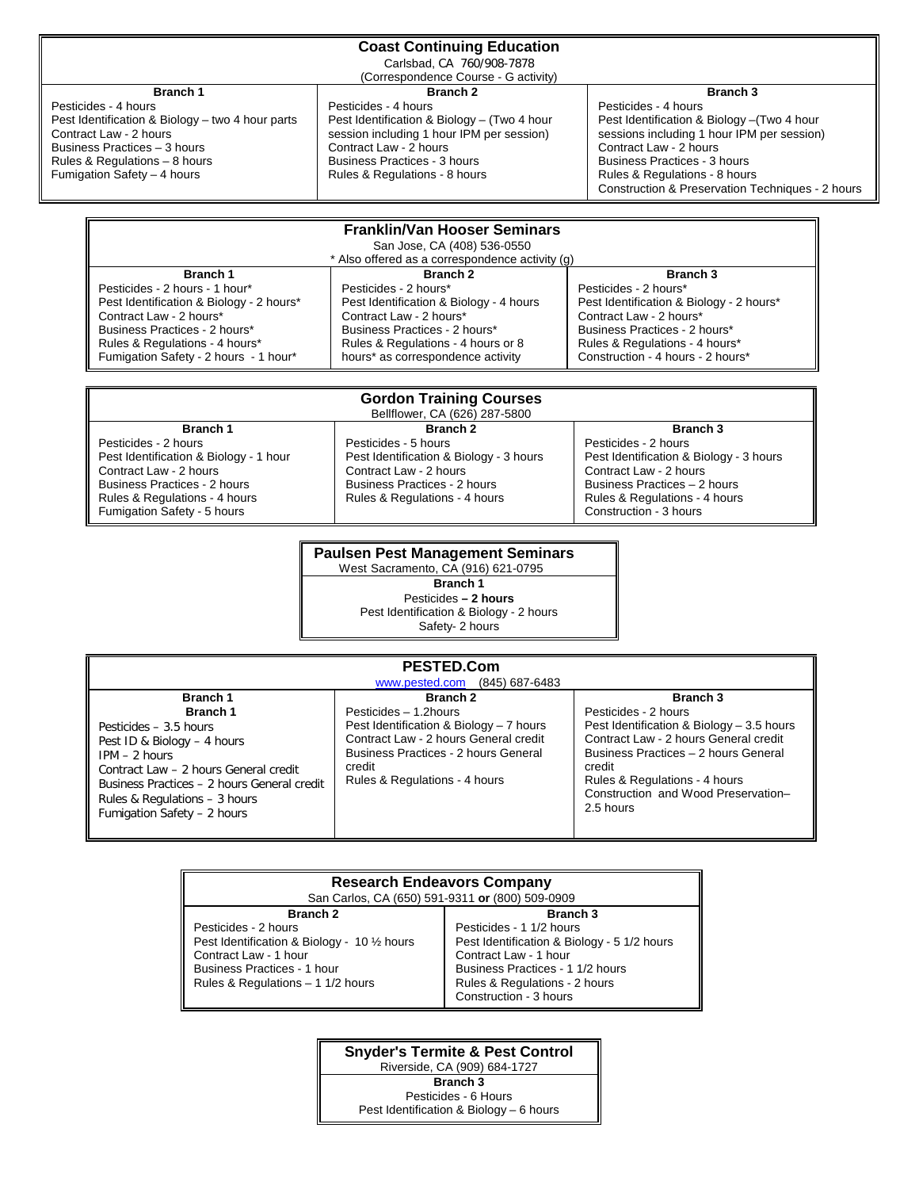**Coast Continuing Education**
Carlsbad, CA 760/908-7878
(Correspondence Course - G activity)

| Branch 1 | Branch 2 | Branch 3 |
|---|---|---|
| Pesticides - 4 hours<br>Pest Identification & Biology – two 4 hour parts<br>Contract Law - 2 hours<br>Business Practices – 3 hours<br>Rules & Regulations – 8 hours<br>Fumigation Safety – 4 hours | Pesticides - 4 hours<br>Pest Identification & Biology – (Two 4 hour session including 1 hour IPM per session)<br>Contract Law - 2 hours<br>Business Practices - 3 hours<br>Rules & Regulations - 8 hours | Pesticides - 4 hours<br>Pest Identification & Biology –(Two 4 hour sessions including 1 hour IPM per session)<br>Contract Law - 2 hours<br>Business Practices - 3 hours<br>Rules & Regulations - 8 hours<br>Construction & Preservation Techniques - 2 hours |

**Franklin/Van Hooser Seminars**
San Jose, CA (408) 536-0550
* Also offered as a correspondence activity (g)

| Branch 1 | Branch 2 | Branch 3 |
|---|---|---|
| Pesticides - 2 hours - 1 hour*<br>Pest Identification & Biology - 2 hours*<br>Contract Law - 2 hours*<br>Business Practices - 2 hours*<br>Rules & Regulations - 4 hours*<br>Fumigation Safety - 2 hours - 1 hour* | Pesticides - 2 hours*<br>Pest Identification & Biology - 4 hours<br>Contract Law - 2 hours*<br>Business Practices - 2 hours*<br>Rules & Regulations - 4 hours or 8 hours* as correspondence activity | Pesticides - 2 hours*<br>Pest Identification & Biology - 2 hours*<br>Contract Law - 2 hours*<br>Business Practices - 2 hours*<br>Rules & Regulations - 4 hours*<br>Construction - 4 hours - 2 hours* |

**Gordon Training Courses**
Bellflower, CA (626) 287-5800

| Branch 1 | Branch 2 | Branch 3 |
|---|---|---|
| Pesticides - 2 hours<br>Pest Identification & Biology - 1 hour<br>Contract Law - 2 hours<br>Business Practices - 2 hours<br>Rules & Regulations - 4 hours<br>Fumigation Safety - 5 hours | Pesticides - 5 hours<br>Pest Identification & Biology - 3 hours<br>Contract Law - 2 hours<br>Business Practices - 2 hours<br>Rules & Regulations - 4 hours | Pesticides - 2 hours<br>Pest Identification & Biology - 3 hours<br>Contract Law - 2 hours<br>Business Practices – 2 hours<br>Rules & Regulations - 4 hours<br>Construction - 3 hours |

**Paulsen Pest Management Seminars**
West Sacramento, CA (916) 621-0795

| Branch 1 |
|---|
| Pesticides **– 2 hours**<br>Pest Identification & Biology - 2 hours<br>Safety- 2 hours |

**PESTED.Com**
www.pested.com (845) 687-6483

| Branch 1 | Branch 2 | Branch 3 |
|---|---|---|
| **Branch 1**<br>Pesticides – 3.5 hours<br>Pest ID & Biology – 4 hours<br>IPM – 2 hours<br>Contract Law – 2 hours General credit<br>Business Practices – 2 hours General credit<br>Rules & Regulations – 3 hours<br>Fumigation Safety – 2 hours | Pesticides – 1.2hours<br>Pest Identification & Biology – 7 hours<br>Contract Law - 2 hours General credit<br>Business Practices - 2 hours General credit<br>Rules & Regulations - 4 hours | Pesticides - 2 hours<br>Pest Identification & Biology – 3.5 hours<br>Contract Law - 2 hours General credit<br>Business Practices – 2 hours General credit<br>Rules & Regulations - 4 hours<br>Construction and Wood Preservation– 2.5 hours |

**Research Endeavors Company**
San Carlos, CA (650) 591-9311 **or** (800) 509-0909

| Branch 2 | Branch 3 |
|---|---|
| Pesticides - 2 hours<br>Pest Identification & Biology - 10 ½ hours<br>Contract Law - 1 hour<br>Business Practices - 1 hour<br>Rules & Regulations – 1 1/2 hours | Pesticides - 1 1/2 hours<br>Pest Identification & Biology - 5 1/2 hours<br>Contract Law - 1 hour<br>Business Practices - 1 1/2 hours<br>Rules & Regulations - 2 hours<br>Construction - 3 hours |

**Snyder's Termite & Pest Control**
Riverside, CA (909) 684-1727

| Branch 3 |
|---|
| Pesticides - 6 Hours<br>Pest Identification & Biology – 6 hours |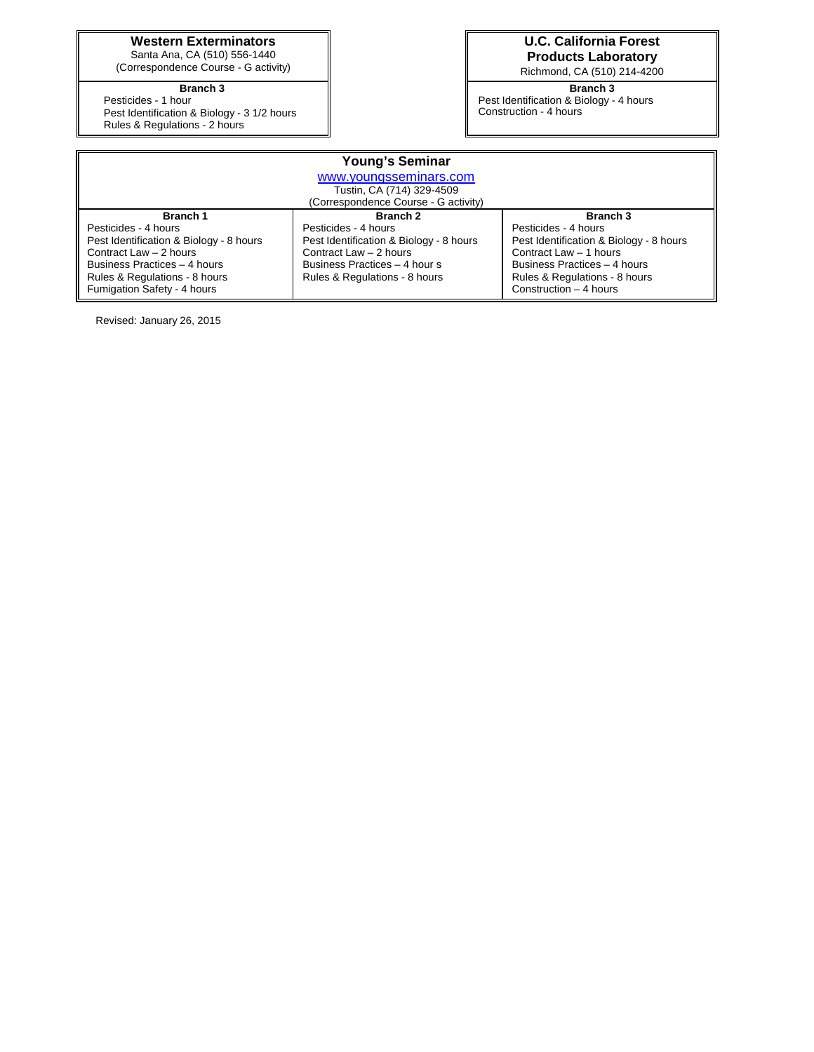**Western Exterminators**
Santa Ana, CA (510) 556-1440
(Correspondence Course - G activity)

**Branch 3**

- Pesticides - 1 hour
- Pest Identification & Biology - 3 1/2 hours
- Rules & Regulations - 2 hours

**U.C. California Forest Products Laboratory**
Richmond, CA (510) 214-4200

**Branch 3**

- Pest Identification & Biology - 4 hours
- Construction - 4 hours

**Young's Seminar**
www.youngsseminars.com
Tustin, CA (714) 329-4509
(Correspondence Course - G activity)

| Branch 1 | Branch 2 | Branch 3 |
|---|---|---|
| Pesticides - 4 hours | Pesticides - 4 hours | Pesticides - 4 hours |
| Pest Identification & Biology - 8 hours | Pest Identification & Biology - 8 hours | Pest Identification & Biology - 8 hours |
| Contract Law – 2 hours | Contract Law – 2 hours | Contract Law – 1 hours |
| Business Practices – 4 hours | Business Practices – 4 hour s | Business Practices – 4 hours |
| Rules & Regulations - 8 hours | Rules & Regulations - 8 hours | Rules & Regulations - 8 hours |
| Fumigation Safety - 4 hours | | Construction – 4 hours |

Revised: January 26, 2015